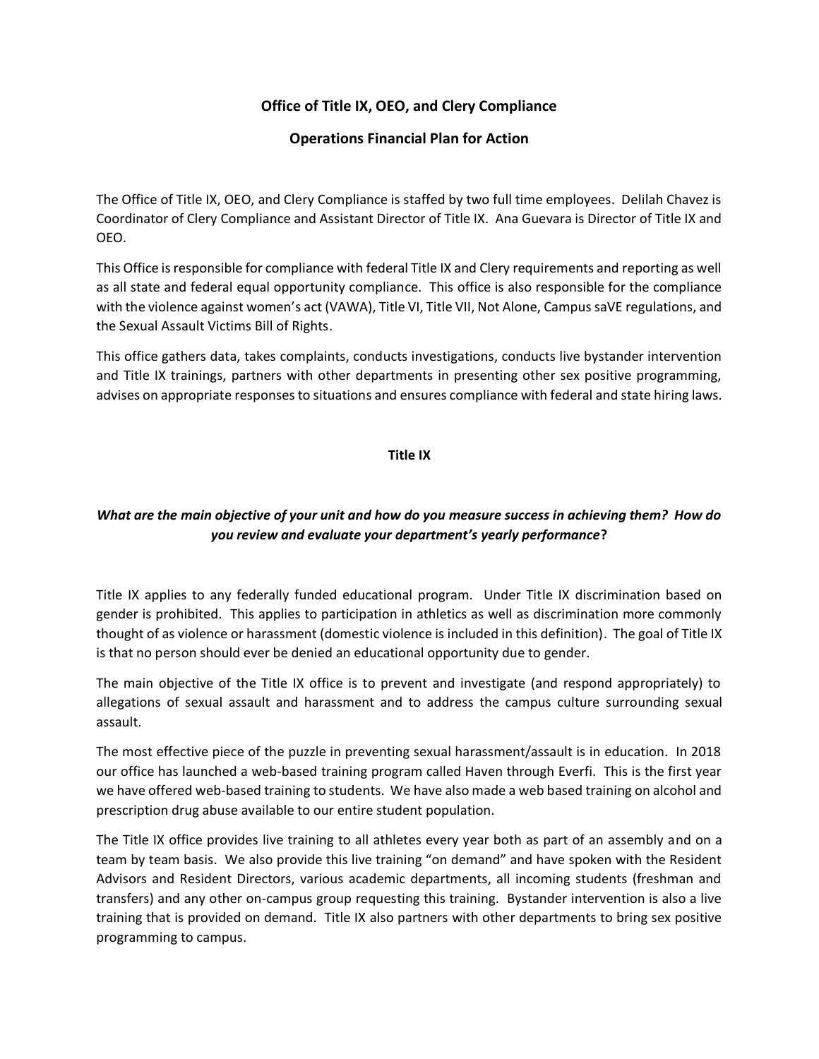**Office of Title IX, OEO, and Clery Compliance**

**Operations Financial Plan for Action**

The Office of Title IX, OEO, and Clery Compliance is staffed by two full time employees. Delilah Chavez is Coordinator of Clery Compliance and Assistant Director of Title IX. Ana Guevara is Director of Title IX and OEO.

This Office is responsible for compliance with federal Title IX and Clery requirements and reporting as well as all state and federal equal opportunity compliance. This office is also responsible for the compliance with the violence against women's act (VAWA), Title VI, Title VII, Not Alone, Campus saVE regulations, and the Sexual Assault Victims Bill of Rights.

This office gathers data, takes complaints, conducts investigations, conducts live bystander intervention and Title IX trainings, partners with other departments in presenting other sex positive programming, advises on appropriate responses to situations and ensures compliance with federal and state hiring laws.

**Title IX**

***What are the main objective of your unit and how do you measure success in achieving them? How do you review and evaluate your department's yearly performance*?**

Title IX applies to any federally funded educational program. Under Title IX discrimination based on gender is prohibited. This applies to participation in athletics as well as discrimination more commonly thought of as violence or harassment (domestic violence is included in this definition). The goal of Title IX is that no person should ever be denied an educational opportunity due to gender.

The main objective of the Title IX office is to prevent and investigate (and respond appropriately) to allegations of sexual assault and harassment and to address the campus culture surrounding sexual assault.

The most effective piece of the puzzle in preventing sexual harassment/assault is in education. In 2018 our office has launched a web-based training program called Haven through Everfi. This is the first year we have offered web-based training to students. We have also made a web based training on alcohol and prescription drug abuse available to our entire student population.

The Title IX office provides live training to all athletes every year both as part of an assembly and on a team by team basis. We also provide this live training "on demand" and have spoken with the Resident Advisors and Resident Directors, various academic departments, all incoming students (freshman and transfers) and any other on-campus group requesting this training. Bystander intervention is also a live training that is provided on demand. Title IX also partners with other departments to bring sex positive programming to campus.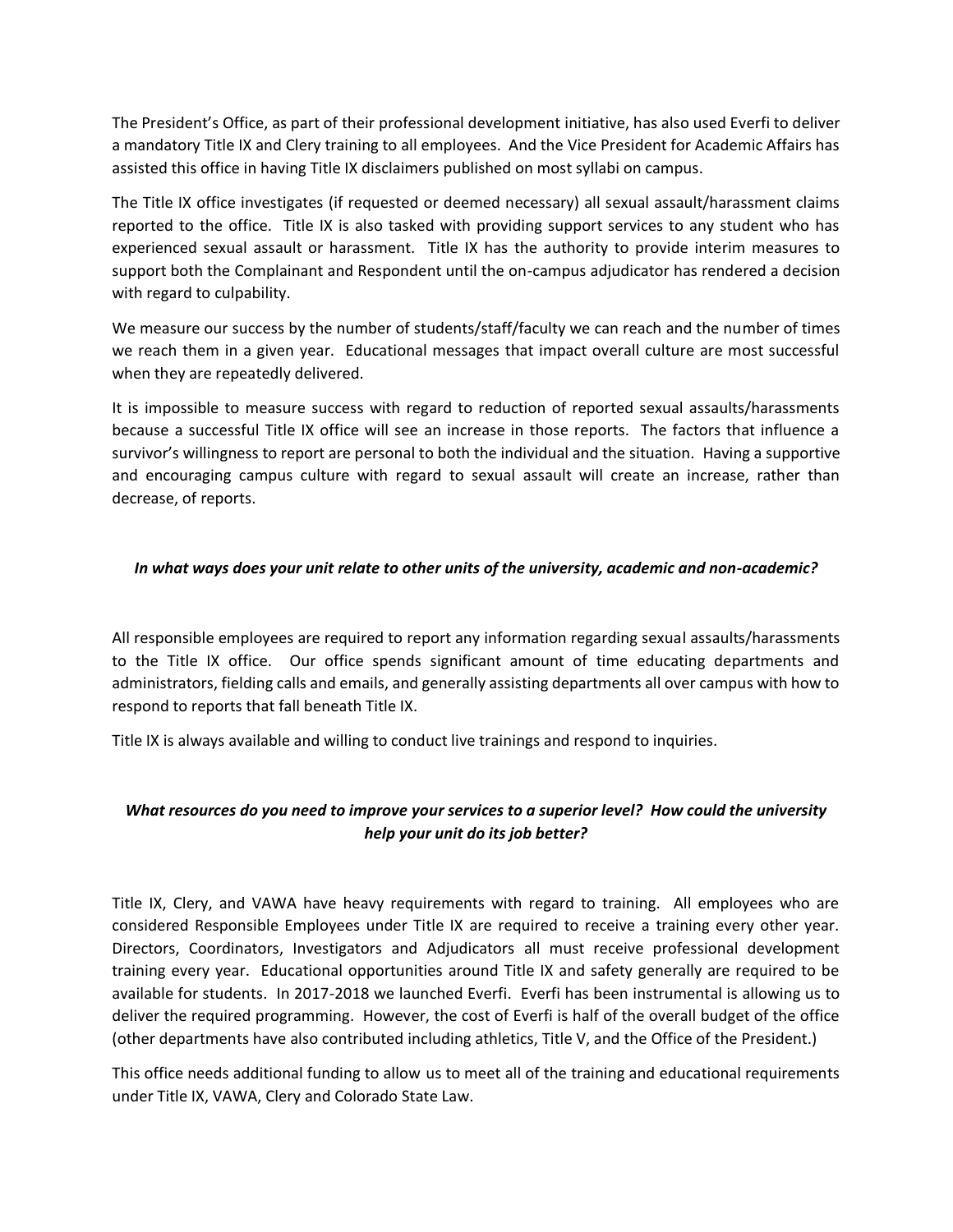The President's Office, as part of their professional development initiative, has also used Everfi to deliver a mandatory Title IX and Clery training to all employees. And the Vice President for Academic Affairs has assisted this office in having Title IX disclaimers published on most syllabi on campus.

The Title IX office investigates (if requested or deemed necessary) all sexual assault/harassment claims reported to the office. Title IX is also tasked with providing support services to any student who has experienced sexual assault or harassment. Title IX has the authority to provide interim measures to support both the Complainant and Respondent until the on-campus adjudicator has rendered a decision with regard to culpability.

We measure our success by the number of students/staff/faculty we can reach and the number of times we reach them in a given year. Educational messages that impact overall culture are most successful when they are repeatedly delivered.

It is impossible to measure success with regard to reduction of reported sexual assaults/harassments because a successful Title IX office will see an increase in those reports. The factors that influence a survivor's willingness to report are personal to both the individual and the situation. Having a supportive and encouraging campus culture with regard to sexual assault will create an increase, rather than decrease, of reports.

### *In what ways does your unit relate to other units of the university, academic and non-academic?*

All responsible employees are required to report any information regarding sexual assaults/harassments to the Title IX office. Our office spends significant amount of time educating departments and administrators, fielding calls and emails, and generally assisting departments all over campus with how to respond to reports that fall beneath Title IX.

Title IX is always available and willing to conduct live trainings and respond to inquiries.

### *What resources do you need to improve your services to a superior level? How could the university help your unit do its job better?*

Title IX, Clery, and VAWA have heavy requirements with regard to training. All employees who are considered Responsible Employees under Title IX are required to receive a training every other year. Directors, Coordinators, Investigators and Adjudicators all must receive professional development training every year. Educational opportunities around Title IX and safety generally are required to be available for students. In 2017-2018 we launched Everfi. Everfi has been instrumental is allowing us to deliver the required programming. However, the cost of Everfi is half of the overall budget of the office (other departments have also contributed including athletics, Title V, and the Office of the President.)

This office needs additional funding to allow us to meet all of the training and educational requirements under Title IX, VAWA, Clery and Colorado State Law.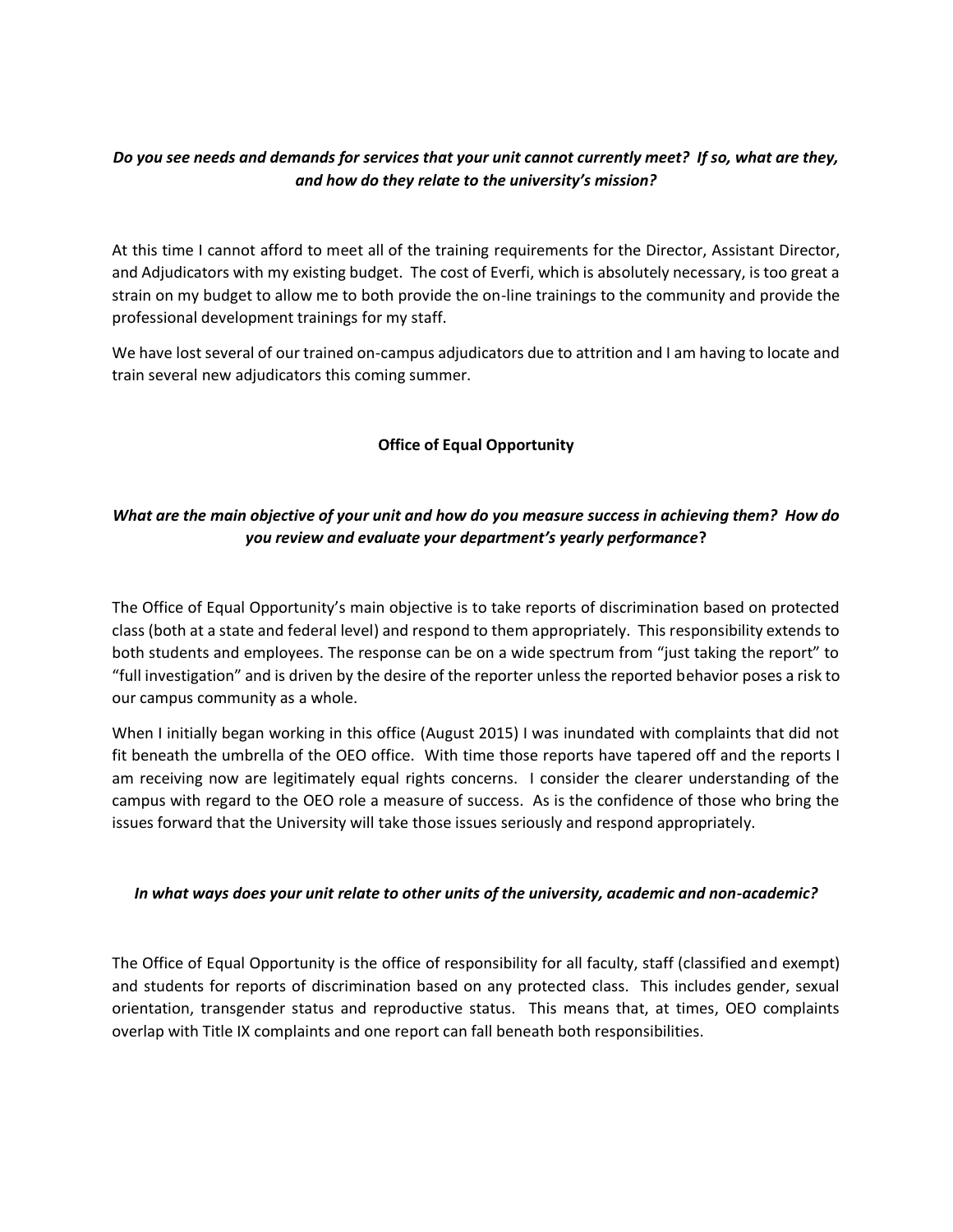***Do you see needs and demands for services that your unit cannot currently meet? If so, what are they, and how do they relate to the university's mission?***

At this time I cannot afford to meet all of the training requirements for the Director, Assistant Director, and Adjudicators with my existing budget. The cost of Everfi, which is absolutely necessary, is too great a strain on my budget to allow me to both provide the on-line trainings to the community and provide the professional development trainings for my staff.

We have lost several of our trained on-campus adjudicators due to attrition and I am having to locate and train several new adjudicators this coming summer.

## Office of Equal Opportunity

***What are the main objective of your unit and how do you measure success in achieving them? How do you review and evaluate your department's yearly performance?***

The Office of Equal Opportunity's main objective is to take reports of discrimination based on protected class (both at a state and federal level) and respond to them appropriately. This responsibility extends to both students and employees. The response can be on a wide spectrum from "just taking the report" to "full investigation" and is driven by the desire of the reporter unless the reported behavior poses a risk to our campus community as a whole.

When I initially began working in this office (August 2015) I was inundated with complaints that did not fit beneath the umbrella of the OEO office. With time those reports have tapered off and the reports I am receiving now are legitimately equal rights concerns. I consider the clearer understanding of the campus with regard to the OEO role a measure of success. As is the confidence of those who bring the issues forward that the University will take those issues seriously and respond appropriately.

***In what ways does your unit relate to other units of the university, academic and non-academic?***

The Office of Equal Opportunity is the office of responsibility for all faculty, staff (classified and exempt) and students for reports of discrimination based on any protected class. This includes gender, sexual orientation, transgender status and reproductive status. This means that, at times, OEO complaints overlap with Title IX complaints and one report can fall beneath both responsibilities.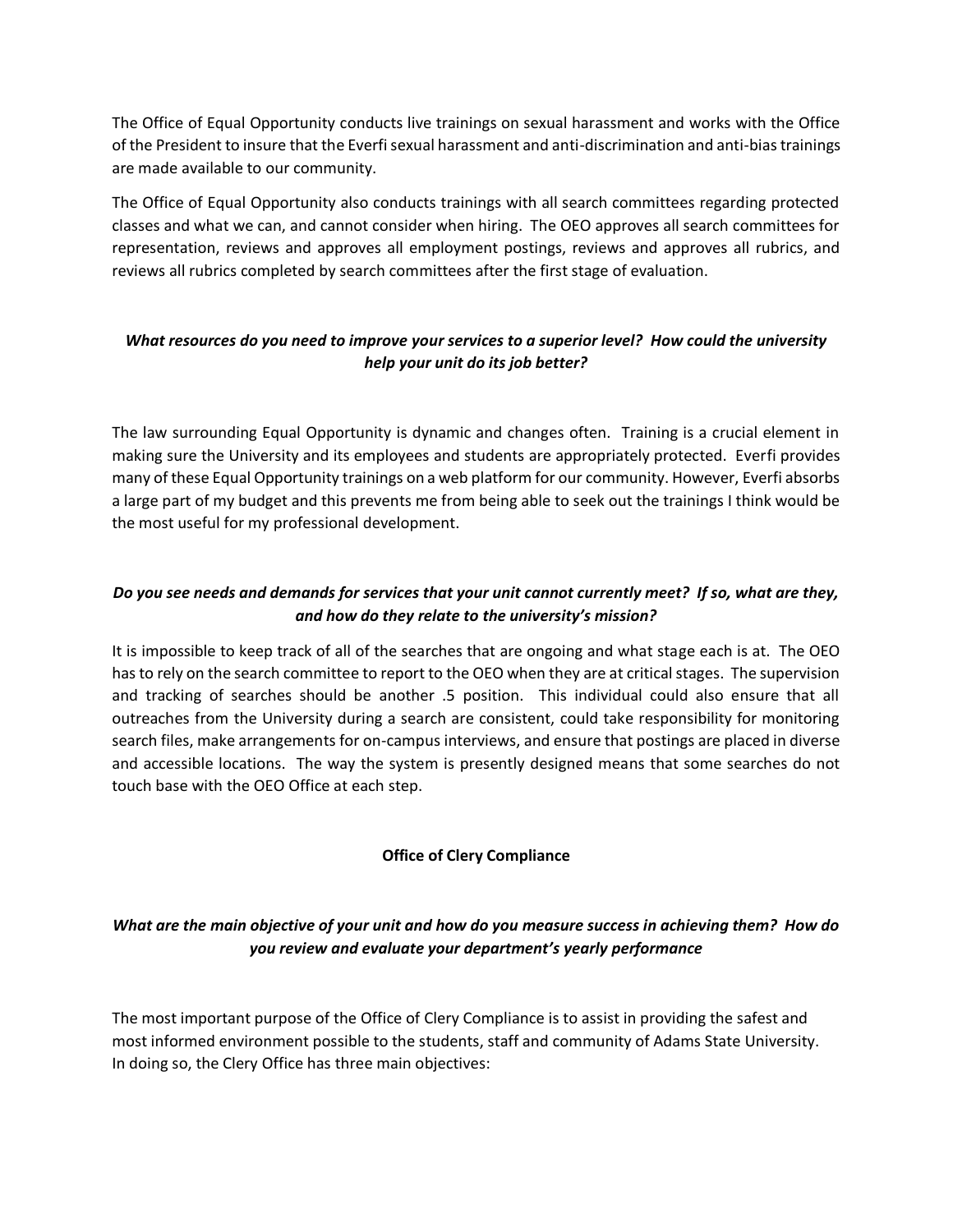The Office of Equal Opportunity conducts live trainings on sexual harassment and works with the Office of the President to insure that the Everfi sexual harassment and anti-discrimination and anti-bias trainings are made available to our community.

The Office of Equal Opportunity also conducts trainings with all search committees regarding protected classes and what we can, and cannot consider when hiring. The OEO approves all search committees for representation, reviews and approves all employment postings, reviews and approves all rubrics, and reviews all rubrics completed by search committees after the first stage of evaluation.

***What resources do you need to improve your services to a superior level? How could the university help your unit do its job better?***

The law surrounding Equal Opportunity is dynamic and changes often. Training is a crucial element in making sure the University and its employees and students are appropriately protected. Everfi provides many of these Equal Opportunity trainings on a web platform for our community. However, Everfi absorbs a large part of my budget and this prevents me from being able to seek out the trainings I think would be the most useful for my professional development.

***Do you see needs and demands for services that your unit cannot currently meet? If so, what are they, and how do they relate to the university's mission?***

It is impossible to keep track of all of the searches that are ongoing and what stage each is at. The OEO has to rely on the search committee to report to the OEO when they are at critical stages. The supervision and tracking of searches should be another .5 position. This individual could also ensure that all outreaches from the University during a search are consistent, could take responsibility for monitoring search files, make arrangements for on-campus interviews, and ensure that postings are placed in diverse and accessible locations. The way the system is presently designed means that some searches do not touch base with the OEO Office at each step.

**Office of Clery Compliance**

***What are the main objective of your unit and how do you measure success in achieving them? How do you review and evaluate your department's yearly performance***

The most important purpose of the Office of Clery Compliance is to assist in providing the safest and most informed environment possible to the students, staff and community of Adams State University. In doing so, the Clery Office has three main objectives: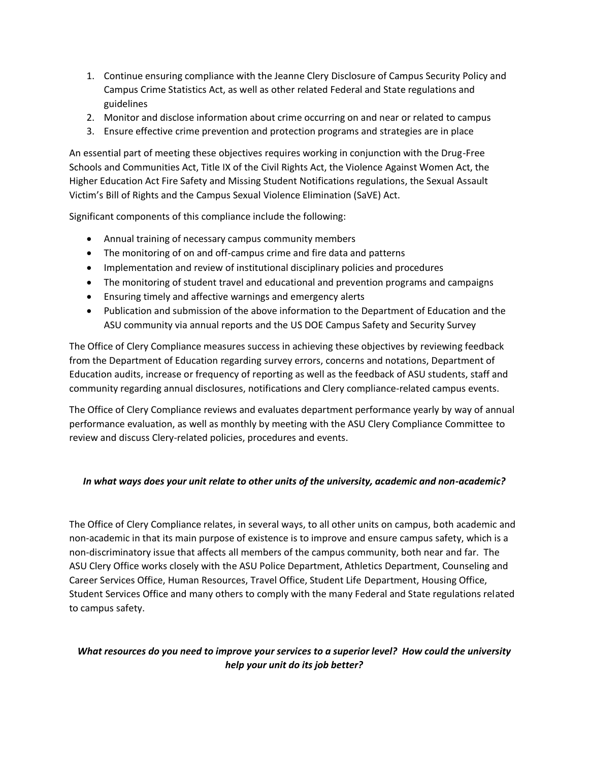1. Continue ensuring compliance with the Jeanne Clery Disclosure of Campus Security Policy and Campus Crime Statistics Act, as well as other related Federal and State regulations and guidelines
2. Monitor and disclose information about crime occurring on and near or related to campus
3. Ensure effective crime prevention and protection programs and strategies are in place

An essential part of meeting these objectives requires working in conjunction with the Drug-Free Schools and Communities Act, Title IX of the Civil Rights Act, the Violence Against Women Act, the Higher Education Act Fire Safety and Missing Student Notifications regulations, the Sexual Assault Victim's Bill of Rights and the Campus Sexual Violence Elimination (SaVE) Act.

Significant components of this compliance include the following:

- Annual training of necessary campus community members
- The monitoring of on and off-campus crime and fire data and patterns
- Implementation and review of institutional disciplinary policies and procedures
- The monitoring of student travel and educational and prevention programs and campaigns
- Ensuring timely and affective warnings and emergency alerts
- Publication and submission of the above information to the Department of Education and the ASU community via annual reports and the US DOE Campus Safety and Security Survey

The Office of Clery Compliance measures success in achieving these objectives by reviewing feedback from the Department of Education regarding survey errors, concerns and notations, Department of Education audits, increase or frequency of reporting as well as the feedback of ASU students, staff and community regarding annual disclosures, notifications and Clery compliance-related campus events.

The Office of Clery Compliance reviews and evaluates department performance yearly by way of annual performance evaluation, as well as monthly by meeting with the ASU Clery Compliance Committee to review and discuss Clery-related policies, procedures and events.

***In what ways does your unit relate to other units of the university, academic and non-academic?***

The Office of Clery Compliance relates, in several ways, to all other units on campus, both academic and non-academic in that its main purpose of existence is to improve and ensure campus safety, which is a non-discriminatory issue that affects all members of the campus community, both near and far. The ASU Clery Office works closely with the ASU Police Department, Athletics Department, Counseling and Career Services Office, Human Resources, Travel Office, Student Life Department, Housing Office, Student Services Office and many others to comply with the many Federal and State regulations related to campus safety.

***What resources do you need to improve your services to a superior level? How could the university help your unit do its job better?***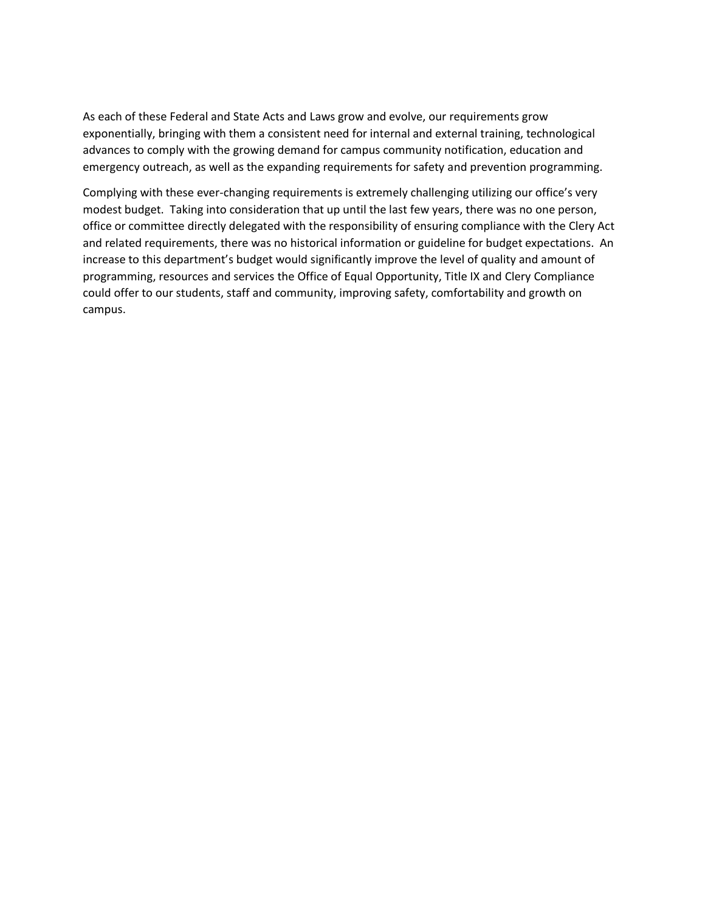As each of these Federal and State Acts and Laws grow and evolve, our requirements grow exponentially, bringing with them a consistent need for internal and external training, technological advances to comply with the growing demand for campus community notification, education and emergency outreach, as well as the expanding requirements for safety and prevention programming.

Complying with these ever-changing requirements is extremely challenging utilizing our office's very modest budget. Taking into consideration that up until the last few years, there was no one person, office or committee directly delegated with the responsibility of ensuring compliance with the Clery Act and related requirements, there was no historical information or guideline for budget expectations. An increase to this department's budget would significantly improve the level of quality and amount of programming, resources and services the Office of Equal Opportunity, Title IX and Clery Compliance could offer to our students, staff and community, improving safety, comfortability and growth on campus.